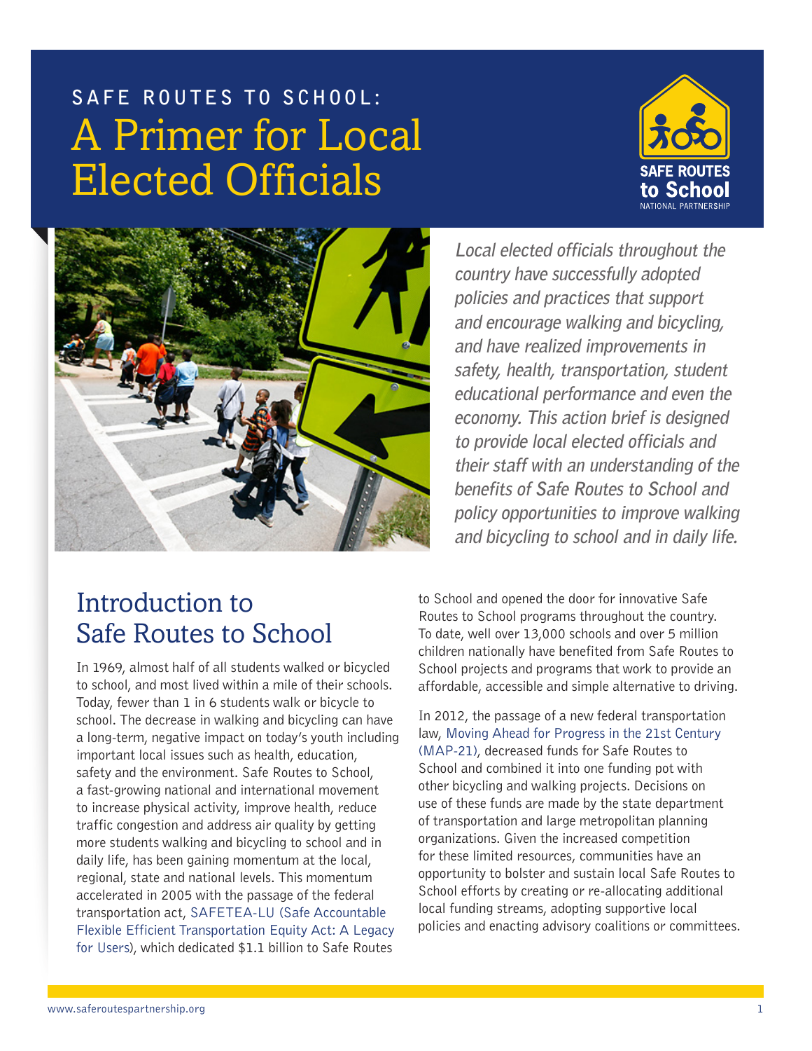SAFE ROUTES TO SCHOOL:

# A Primer for Local Elected Officials

*Local elected officials throughout the country have successfully adopted policies and practices that support and encourage walking and bicycling, and have realized improvements in safety, health, transportation, student educational performance and even the economy. This action brief is designed to provide local elected officials and their staff with an understanding of the benefits of Safe Routes to School and policy opportunities to improve walking and bicycling to school and in daily life.*

## Introduction to Safe Routes to School

In 1969, almost half of all students walked or bicycled to school, and most lived within a mile of their schools. Today, fewer than 1 in 6 students walk or bicycle to school. The decrease in walking and bicycling can have a long-term, negative impact on today's youth including important local issues such as health, education, safety and the environment. Safe Routes to School, a fast-growing national and international movement to increase physical activity, improve health, reduce traffic congestion and address air quality by getting more students walking and bicycling to school and in daily life, has been gaining momentum at the local, regional, state and national levels. This momentum accelerated in 2005 with the passage of the federal transportation act, SAFETEA-LU (Safe Accountable Flexible Efficient Transportation Equity Act: A Legacy for Users), which dedicated $1.1 billion to Safe Routes to School and opened the door for innovative Safe Routes to School programs throughout the country. To date, well over 13,000 schools and over 5 million children nationally have benefited from Safe Routes to School projects and programs that work to provide an affordable, accessible and simple alternative to driving.

In 2012, the passage of a new federal transportation law, Moving Ahead for Progress in the 21st Century (MAP-21), decreased funds for Safe Routes to School and combined it into one funding pot with other bicycling and walking projects. Decisions on use of these funds are made by the state department of transportation and large metropolitan planning organizations. Given the increased competition for these limited resources, communities have an opportunity to bolster and sustain local Safe Routes to School efforts by creating or re-allocating additional local funding streams, adopting supportive local policies and enacting advisory coalitions or committees.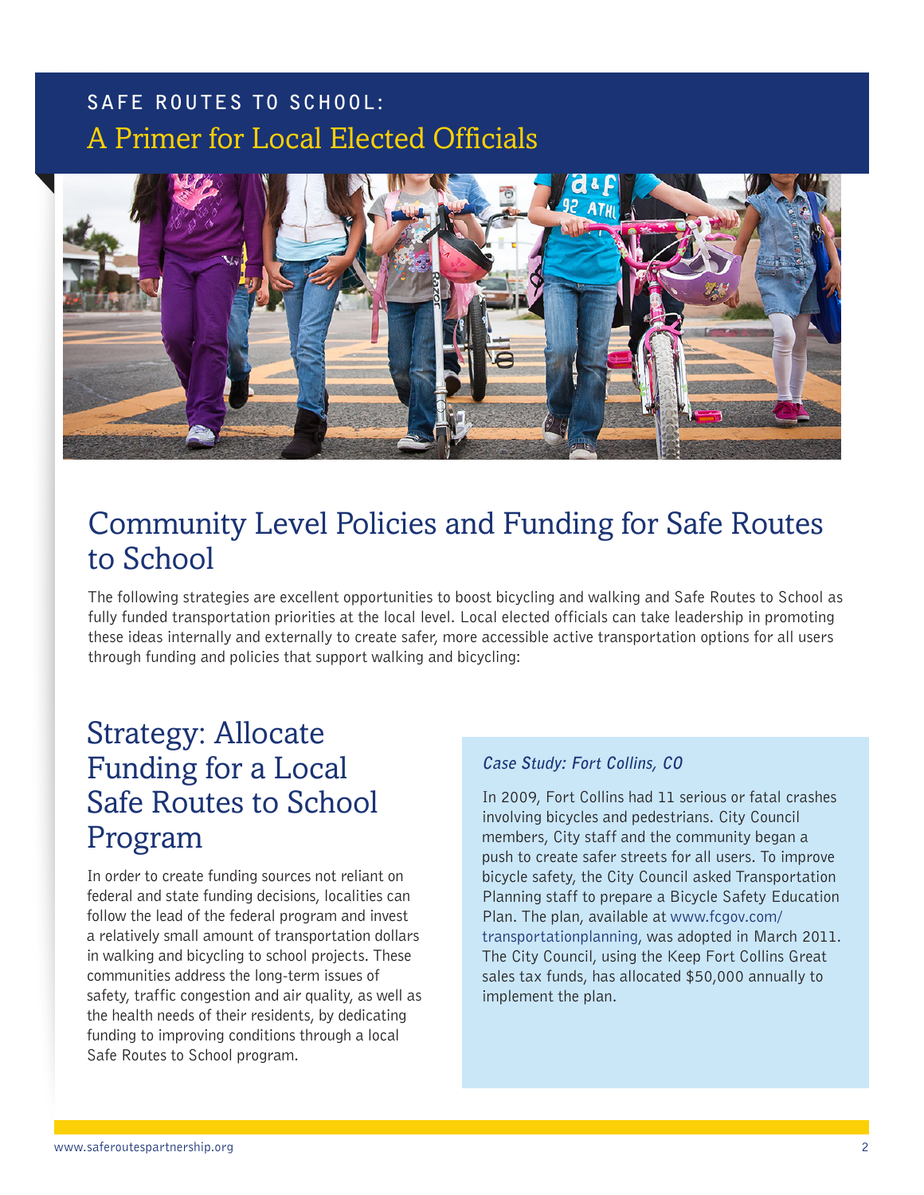# Community Level Policies and Funding for Safe Routes to School

The following strategies are excellent opportunities to boost bicycling and walking and Safe Routes to School as fully funded transportation priorities at the local level. Local elected officials can take leadership in promoting these ideas internally and externally to create safer, more accessible active transportation options for all users through funding and policies that support walking and bicycling:

## Strategy: Allocate Funding for a Local Safe Routes to School Program

In order to create funding sources not reliant on federal and state funding decisions, localities can follow the lead of the federal program and invest a relatively small amount of transportation dollars in walking and bicycling to school projects. These communities address the long-term issues of safety, traffic congestion and air quality, as well as the health needs of their residents, by dedicating funding to improving conditions through a local Safe Routes to School program.

***Case Study: Fort Collins, CO***

In 2009, Fort Collins had 11 serious or fatal crashes involving bicycles and pedestrians. City Council members, City staff and the community began a push to create safer streets for all users. To improve bicycle safety, the City Council asked Transportation Planning staff to prepare a Bicycle Safety Education Plan. The plan, available at www.fcgov.com/transportationplanning, was adopted in March 2011. The City Council, using the Keep Fort Collins Great sales tax funds, has allocated $50,000 annually to implement the plan.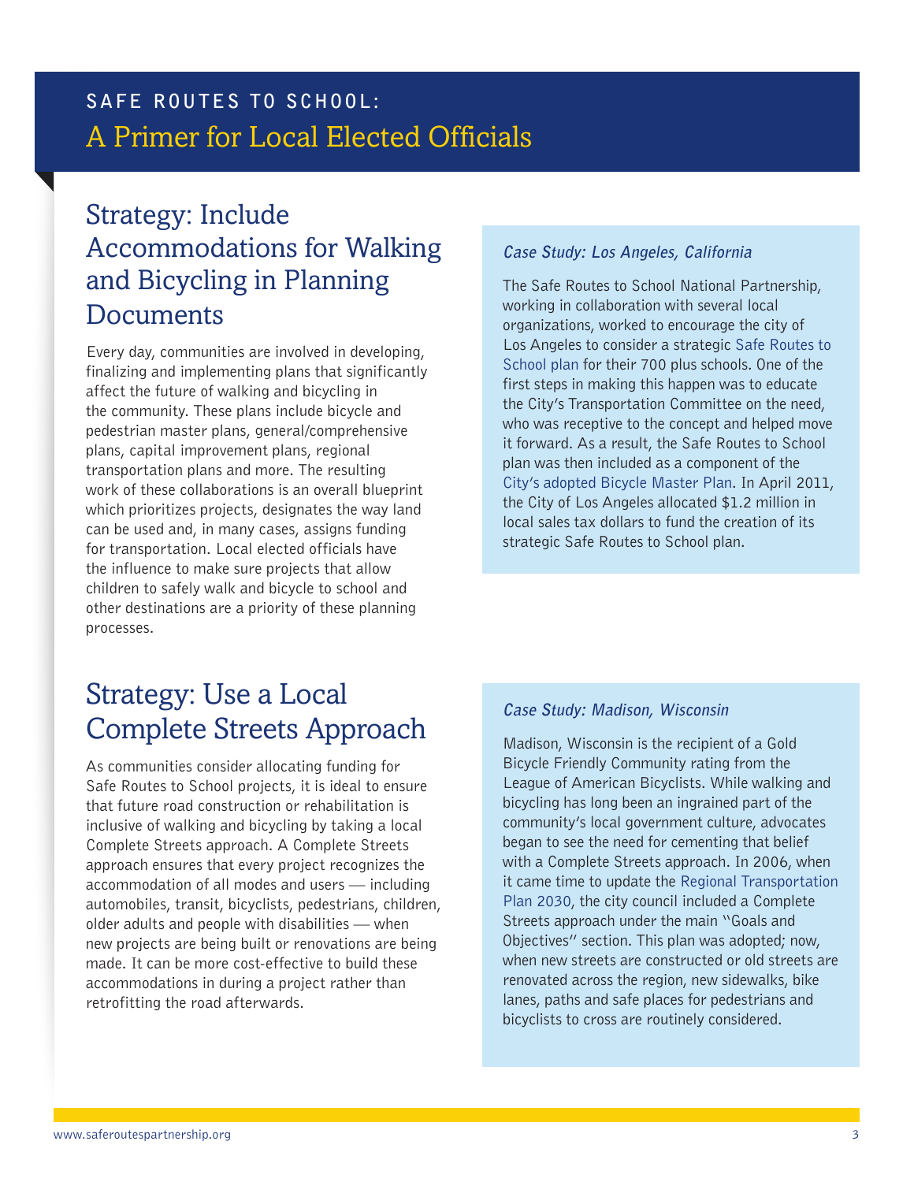## Strategy: Include Accommodations for Walking and Bicycling in Planning Documents

Every day, communities are involved in developing, finalizing and implementing plans that significantly affect the future of walking and bicycling in the community. These plans include bicycle and pedestrian master plans, general/comprehensive plans, capital improvement plans, regional transportation plans and more. The resulting work of these collaborations is an overall blueprint which prioritizes projects, designates the way land can be used and, in many cases, assigns funding for transportation. Local elected officials have the influence to make sure projects that allow children to safely walk and bicycle to school and other destinations are a priority of these planning processes.

### *Case Study: Los Angeles, California*

The Safe Routes to School National Partnership, working in collaboration with several local organizations, worked to encourage the city of Los Angeles to consider a strategic Safe Routes to School plan for their 700 plus schools. One of the first steps in making this happen was to educate the City's Transportation Committee on the need, who was receptive to the concept and helped move it forward. As a result, the Safe Routes to School plan was then included as a component of the City's adopted Bicycle Master Plan. In April 2011, the City of Los Angeles allocated $1.2 million in local sales tax dollars to fund the creation of its strategic Safe Routes to School plan.

## Strategy: Use a Local Complete Streets Approach

As communities consider allocating funding for Safe Routes to School projects, it is ideal to ensure that future road construction or rehabilitation is inclusive of walking and bicycling by taking a local Complete Streets approach. A Complete Streets approach ensures that every project recognizes the accommodation of all modes and users — including automobiles, transit, bicyclists, pedestrians, children, older adults and people with disabilities — when new projects are being built or renovations are being made. It can be more cost-effective to build these accommodations in during a project rather than retrofitting the road afterwards.

### *Case Study: Madison, Wisconsin*

Madison, Wisconsin is the recipient of a Gold Bicycle Friendly Community rating from the League of American Bicyclists. While walking and bicycling has long been an ingrained part of the community's local government culture, advocates began to see the need for cementing that belief with a Complete Streets approach. In 2006, when it came time to update the Regional Transportation Plan 2030, the city council included a Complete Streets approach under the main "Goals and Objectives" section. This plan was adopted; now, when new streets are constructed or old streets are renovated across the region, new sidewalks, bike lanes, paths and safe places for pedestrians and bicyclists to cross are routinely considered.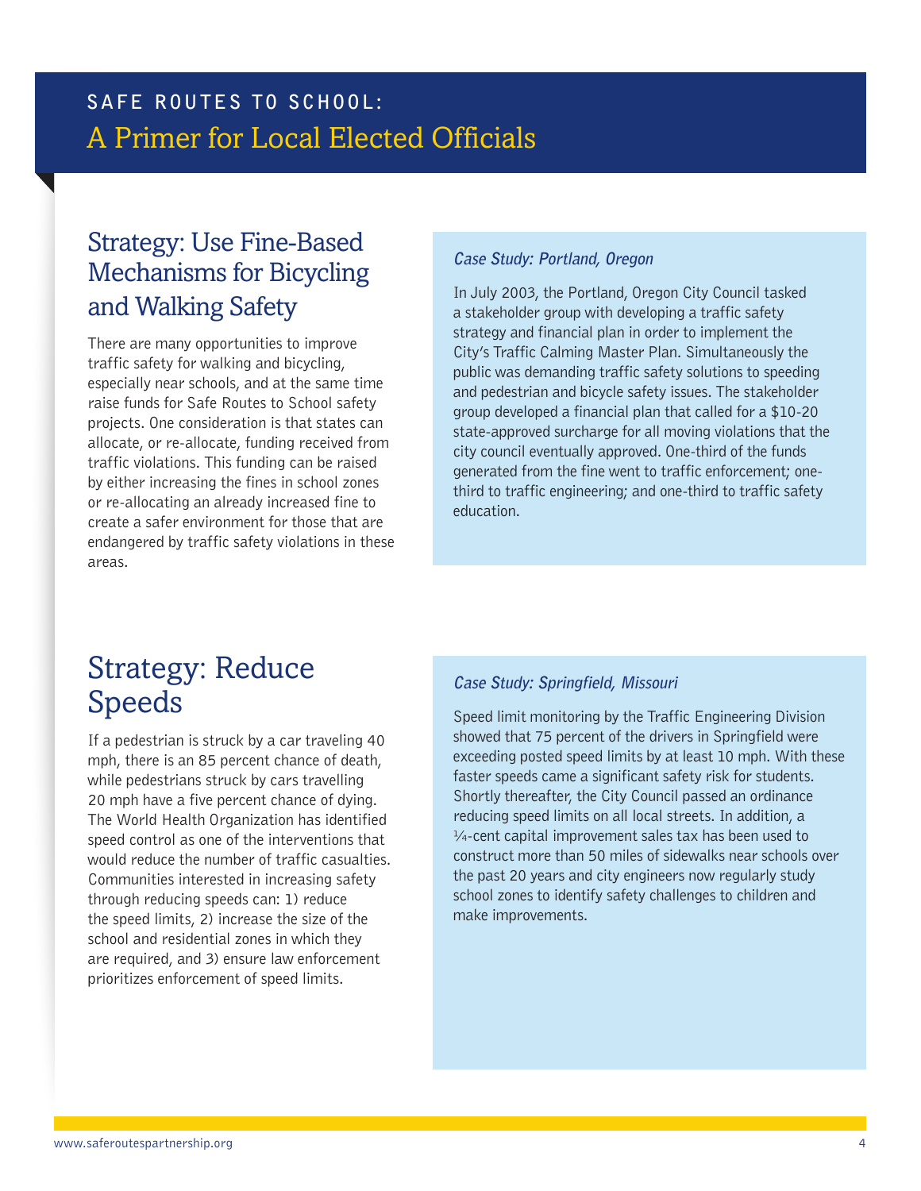## Strategy: Use Fine-Based Mechanisms for Bicycling and Walking Safety

There are many opportunities to improve traffic safety for walking and bicycling, especially near schools, and at the same time raise funds for Safe Routes to School safety projects. One consideration is that states can allocate, or re-allocate, funding received from traffic violations. This funding can be raised by either increasing the fines in school zones or re-allocating an already increased fine to create a safer environment for those that are endangered by traffic safety violations in these areas.

### *Case Study: Portland, Oregon*

In July 2003, the Portland, Oregon City Council tasked a stakeholder group with developing a traffic safety strategy and financial plan in order to implement the City's Traffic Calming Master Plan. Simultaneously the public was demanding traffic safety solutions to speeding and pedestrian and bicycle safety issues. The stakeholder group developed a financial plan that called for a $10-20 state-approved surcharge for all moving violations that the city council eventually approved. One-third of the funds generated from the fine went to traffic enforcement; one-third to traffic engineering; and one-third to traffic safety education.

## Strategy: Reduce Speeds

If a pedestrian is struck by a car traveling 40 mph, there is an 85 percent chance of death, while pedestrians struck by cars travelling 20 mph have a five percent chance of dying. The World Health Organization has identified speed control as one of the interventions that would reduce the number of traffic casualties. Communities interested in increasing safety through reducing speeds can: 1) reduce the speed limits, 2) increase the size of the school and residential zones in which they are required, and 3) ensure law enforcement prioritizes enforcement of speed limits.

### *Case Study: Springfield, Missouri*

Speed limit monitoring by the Traffic Engineering Division showed that 75 percent of the drivers in Springfield were exceeding posted speed limits by at least 10 mph. With these faster speeds came a significant safety risk for students. Shortly thereafter, the City Council passed an ordinance reducing speed limits on all local streets. In addition, a ¼-cent capital improvement sales tax has been used to construct more than 50 miles of sidewalks near schools over the past 20 years and city engineers now regularly study school zones to identify safety challenges to children and make improvements.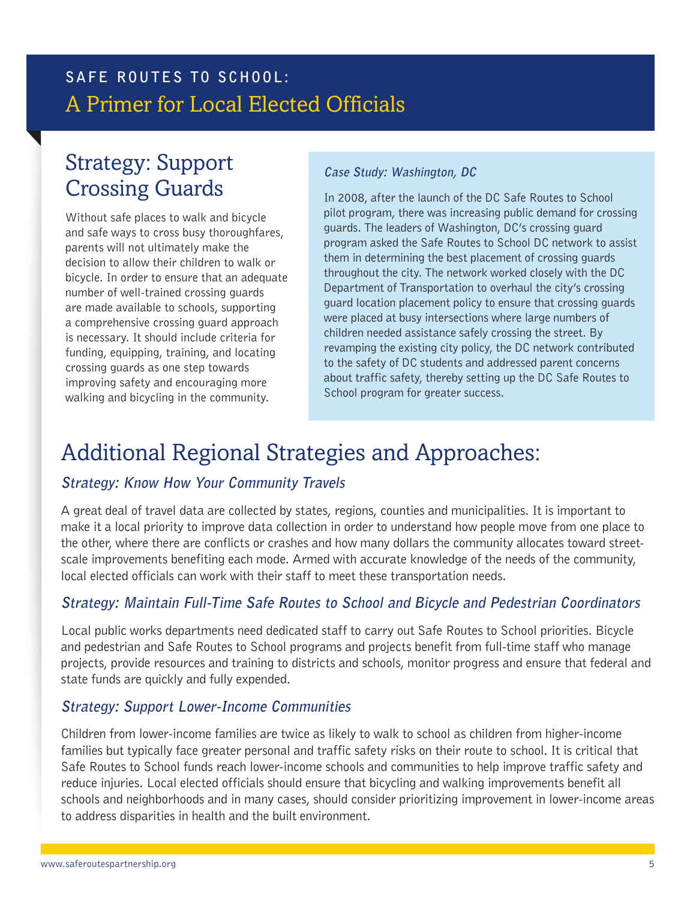## Strategy: Support Crossing Guards

Without safe places to walk and bicycle and safe ways to cross busy thoroughfares, parents will not ultimately make the decision to allow their children to walk or bicycle. In order to ensure that an adequate number of well-trained crossing guards are made available to schools, supporting a comprehensive crossing guard approach is necessary. It should include criteria for funding, equipping, training, and locating crossing guards as one step towards improving safety and encouraging more walking and bicycling in the community.

### *Case Study: Washington, DC*

In 2008, after the launch of the DC Safe Routes to School pilot program, there was increasing public demand for crossing guards. The leaders of Washington, DC's crossing guard program asked the Safe Routes to School DC network to assist them in determining the best placement of crossing guards throughout the city. The network worked closely with the DC Department of Transportation to overhaul the city's crossing guard location placement policy to ensure that crossing guards were placed at busy intersections where large numbers of children needed assistance safely crossing the street. By revamping the existing city policy, the DC network contributed to the safety of DC students and addressed parent concerns about traffic safety, thereby setting up the DC Safe Routes to School program for greater success.

## Additional Regional Strategies and Approaches:

### *Strategy: Know How Your Community Travels*

A great deal of travel data are collected by states, regions, counties and municipalities. It is important to make it a local priority to improve data collection in order to understand how people move from one place to the other, where there are conflicts or crashes and how many dollars the community allocates toward street-scale improvements benefiting each mode. Armed with accurate knowledge of the needs of the community, local elected officials can work with their staff to meet these transportation needs.

### *Strategy: Maintain Full-Time Safe Routes to School and Bicycle and Pedestrian Coordinators*

Local public works departments need dedicated staff to carry out Safe Routes to School priorities. Bicycle and pedestrian and Safe Routes to School programs and projects benefit from full-time staff who manage projects, provide resources and training to districts and schools, monitor progress and ensure that federal and state funds are quickly and fully expended.

### *Strategy: Support Lower-Income Communities*

Children from lower-income families are twice as likely to walk to school as children from higher-income families but typically face greater personal and traffic safety risks on their route to school. It is critical that Safe Routes to School funds reach lower-income schools and communities to help improve traffic safety and reduce injuries. Local elected officials should ensure that bicycling and walking improvements benefit all schools and neighborhoods and in many cases, should consider prioritizing improvement in lower-income areas to address disparities in health and the built environment.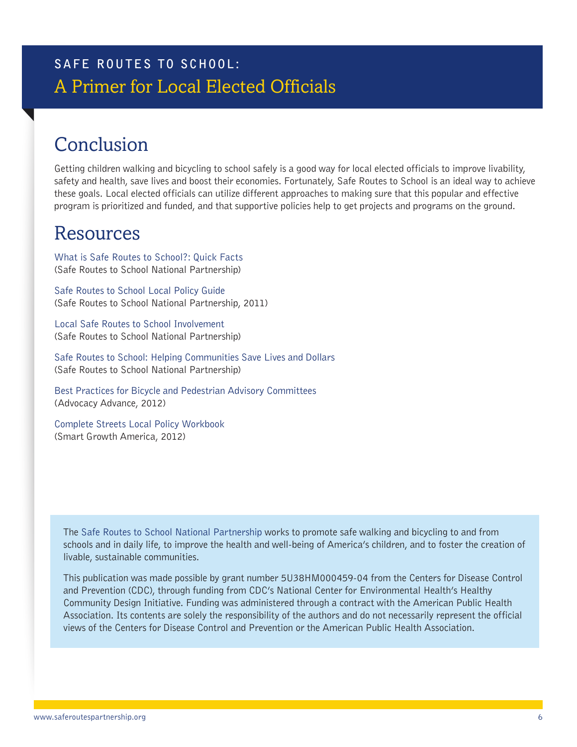## Conclusion

Getting children walking and bicycling to school safely is a good way for local elected officials to improve livability, safety and health, save lives and boost their economies. Fortunately, Safe Routes to School is an ideal way to achieve these goals. Local elected officials can utilize different approaches to making sure that this popular and effective program is prioritized and funded, and that supportive policies help to get projects and programs on the ground.

## Resources

What is Safe Routes to School?: Quick Facts
(Safe Routes to School National Partnership)

Safe Routes to School Local Policy Guide
(Safe Routes to School National Partnership, 2011)

Local Safe Routes to School Involvement
(Safe Routes to School National Partnership)

Safe Routes to School: Helping Communities Save Lives and Dollars
(Safe Routes to School National Partnership)

Best Practices for Bicycle and Pedestrian Advisory Committees
(Advocacy Advance, 2012)

Complete Streets Local Policy Workbook
(Smart Growth America, 2012)

The Safe Routes to School National Partnership works to promote safe walking and bicycling to and from schools and in daily life, to improve the health and well-being of America's children, and to foster the creation of livable, sustainable communities.

This publication was made possible by grant number 5U38HM000459-04 from the Centers for Disease Control and Prevention (CDC), through funding from CDC's National Center for Environmental Health's Healthy Community Design Initiative. Funding was administered through a contract with the American Public Health Association. Its contents are solely the responsibility of the authors and do not necessarily represent the official views of the Centers for Disease Control and Prevention or the American Public Health Association.